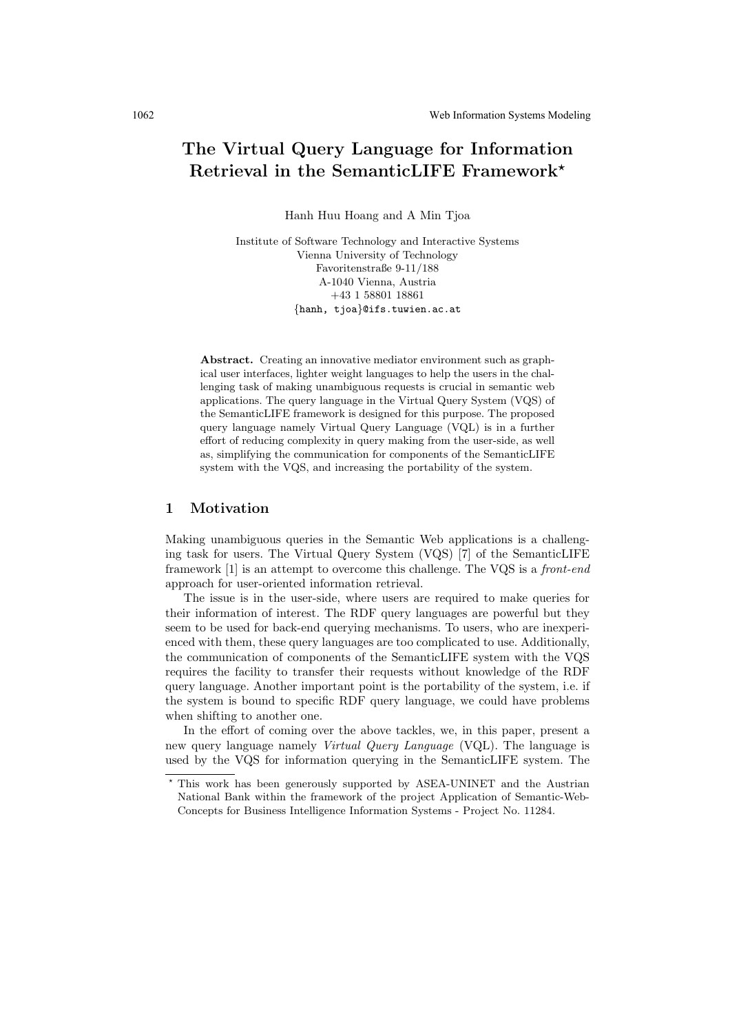# The Virtual Query Language for Information Retrieval in the SemanticLIFE Framework*

Hanh Huu Hoang and A Min Tjoa

Institute of Software Technology and Interactive Systems
Vienna University of Technology
Favoritenstraße 9-11/188
A-1040 Vienna, Austria
+43 1 58801 18861
{hanh, tjoa}@ifs.tuwien.ac.at

**Abstract.** Creating an innovative mediator environment such as graphical user interfaces, lighter weight languages to help the users in the challenging task of making unambiguous requests is crucial in semantic web applications. The query language in the Virtual Query System (VQS) of the SemanticLIFE framework is designed for this purpose. The proposed query language namely Virtual Query Language (VQL) is in a further effort of reducing complexity in query making from the user-side, as well as, simplifying the communication for components of the SemanticLIFE system with the VQS, and increasing the portability of the system.

## 1 Motivation

Making unambiguous queries in the Semantic Web applications is a challenging task for users. The Virtual Query System (VQS) [7] of the SemanticLIFE framework [1] is an attempt to overcome this challenge. The VQS is a *front-end* approach for user-oriented information retrieval.

The issue is in the user-side, where users are required to make queries for their information of interest. The RDF query languages are powerful but they seem to be used for back-end querying mechanisms. To users, who are inexperienced with them, these query languages are too complicated to use. Additionally, the communication of components of the SemanticLIFE system with the VQS requires the facility to transfer their requests without knowledge of the RDF query language. Another important point is the portability of the system, i.e. if the system is bound to specific RDF query language, we could have problems when shifting to another one.

In the effort of coming over the above tackles, we, in this paper, present a new query language namely *Virtual Query Language* (VQL). The language is used by the VQS for information querying in the SemanticLIFE system. The

* This work has been generously supported by ASEA-UNINET and the Austrian National Bank within the framework of the project Application of Semantic-Web-Concepts for Business Intelligence Information Systems - Project No. 11284.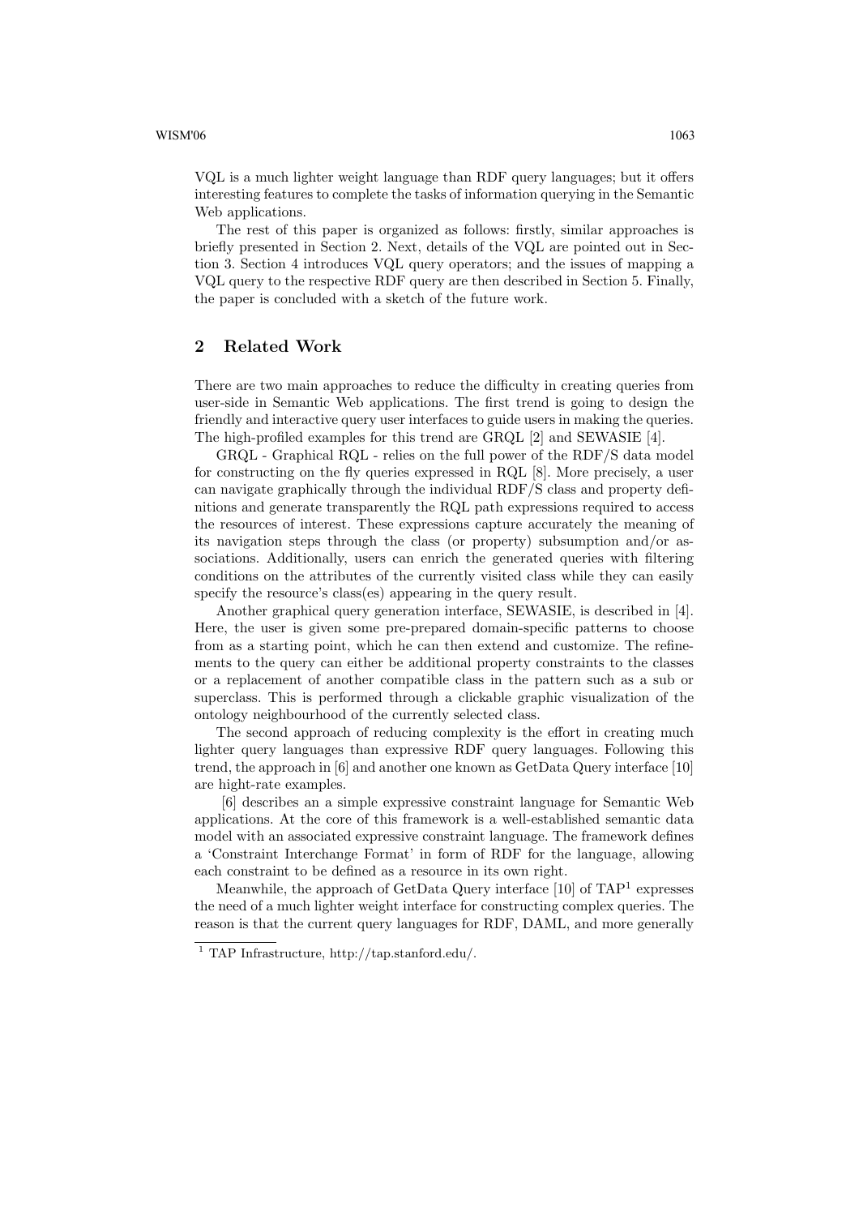VQL is a much lighter weight language than RDF query languages; but it offers interesting features to complete the tasks of information querying in the Semantic Web applications.

The rest of this paper is organized as follows: firstly, similar approaches is briefly presented in Section 2. Next, details of the VQL are pointed out in Section 3. Section 4 introduces VQL query operators; and the issues of mapping a VQL query to the respective RDF query are then described in Section 5. Finally, the paper is concluded with a sketch of the future work.

## 2 Related Work

There are two main approaches to reduce the difficulty in creating queries from user-side in Semantic Web applications. The first trend is going to design the friendly and interactive query user interfaces to guide users in making the queries. The high-profiled examples for this trend are GRQL [2] and SEWASIE [4].

GRQL - Graphical RQL - relies on the full power of the RDF/S data model for constructing on the fly queries expressed in RQL [8]. More precisely, a user can navigate graphically through the individual RDF/S class and property definitions and generate transparently the RQL path expressions required to access the resources of interest. These expressions capture accurately the meaning of its navigation steps through the class (or property) subsumption and/or associations. Additionally, users can enrich the generated queries with filtering conditions on the attributes of the currently visited class while they can easily specify the resource's class(es) appearing in the query result.

Another graphical query generation interface, SEWASIE, is described in [4]. Here, the user is given some pre-prepared domain-specific patterns to choose from as a starting point, which he can then extend and customize. The refinements to the query can either be additional property constraints to the classes or a replacement of another compatible class in the pattern such as a sub or superclass. This is performed through a clickable graphic visualization of the ontology neighbourhood of the currently selected class.

The second approach of reducing complexity is the effort in creating much lighter query languages than expressive RDF query languages. Following this trend, the approach in [6] and another one known as GetData Query interface [10] are hight-rate examples.

[6] describes an a simple expressive constraint language for Semantic Web applications. At the core of this framework is a well-established semantic data model with an associated expressive constraint language. The framework defines a 'Constraint Interchange Format' in form of RDF for the language, allowing each constraint to be defined as a resource in its own right.

Meanwhile, the approach of GetData Query interface [10] of TAP[1] expresses the need of a much lighter weight interface for constructing complex queries. The reason is that the current query languages for RDF, DAML, and more generally

[1] TAP Infrastructure, http://tap.stanford.edu/.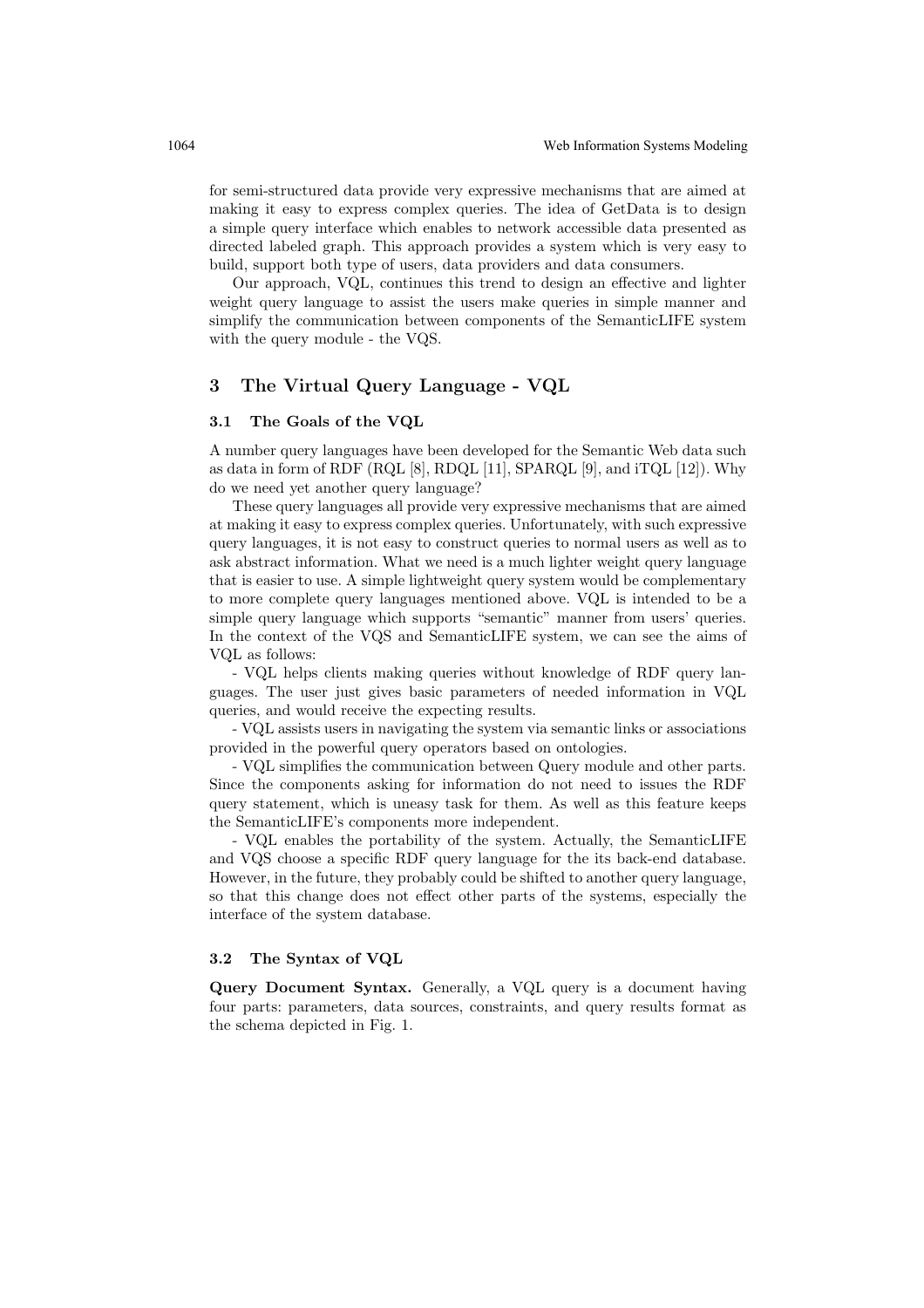for semi-structured data provide very expressive mechanisms that are aimed at making it easy to express complex queries. The idea of GetData is to design a simple query interface which enables to network accessible data presented as directed labeled graph. This approach provides a system which is very easy to build, support both type of users, data providers and data consumers.

Our approach, VQL, continues this trend to design an effective and lighter weight query language to assist the users make queries in simple manner and simplify the communication between components of the SemanticLIFE system with the query module - the VQS.

## 3 The Virtual Query Language - VQL

### 3.1 The Goals of the VQL

A number query languages have been developed for the Semantic Web data such as data in form of RDF (RQL [8], RDQL [11], SPARQL [9], and iTQL [12]). Why do we need yet another query language?

These query languages all provide very expressive mechanisms that are aimed at making it easy to express complex queries. Unfortunately, with such expressive query languages, it is not easy to construct queries to normal users as well as to ask abstract information. What we need is a much lighter weight query language that is easier to use. A simple lightweight query system would be complementary to more complete query languages mentioned above. VQL is intended to be a simple query language which supports "semantic" manner from users' queries. In the context of the VQS and SemanticLIFE system, we can see the aims of VQL as follows:

- VQL helps clients making queries without knowledge of RDF query languages. The user just gives basic parameters of needed information in VQL queries, and would receive the expecting results.

- VQL assists users in navigating the system via semantic links or associations provided in the powerful query operators based on ontologies.

- VQL simplifies the communication between Query module and other parts. Since the components asking for information do not need to issues the RDF query statement, which is uneasy task for them. As well as this feature keeps the SemanticLIFE's components more independent.

- VQL enables the portability of the system. Actually, the SemanticLIFE and VQS choose a specific RDF query language for the its back-end database. However, in the future, they probably could be shifted to another query language, so that this change does not effect other parts of the systems, especially the interface of the system database.

### 3.2 The Syntax of VQL

**Query Document Syntax.** Generally, a VQL query is a document having four parts: parameters, data sources, constraints, and query results format as the schema depicted in Fig. 1.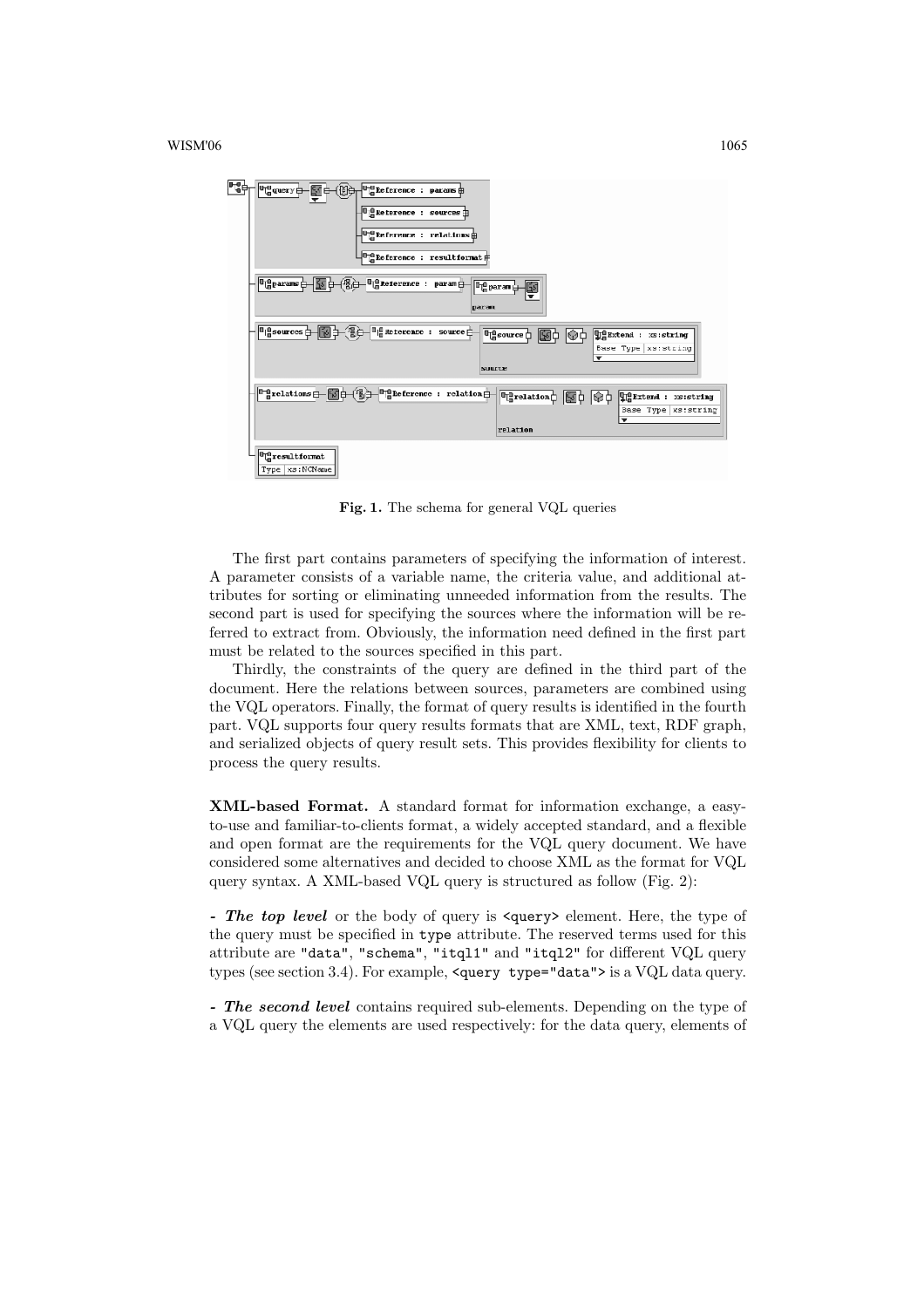Fig. 1. The schema for general VQL queries

The first part contains parameters of specifying the information of interest. A parameter consists of a variable name, the criteria value, and additional attributes for sorting or eliminating unneeded information from the results. The second part is used for specifying the sources where the information will be referred to extract from. Obviously, the information need defined in the first part must be related to the sources specified in this part.

Thirdly, the constraints of the query are defined in the third part of the document. Here the relations between sources, parameters are combined using the VQL operators. Finally, the format of query results is identified in the fourth part. VQL supports four query results formats that are XML, text, RDF graph, and serialized objects of query result sets. This provides flexibility for clients to process the query results.

**XML-based Format.** A standard format for information exchange, a easy-to-use and familiar-to-clients format, a widely accepted standard, and a flexible and open format are the requirements for the VQL query document. We have considered some alternatives and decided to choose XML as the format for VQL query syntax. A XML-based VQL query is structured as follow (Fig. 2):

***- The top level*** or the body of query is `<query>` element. Here, the type of the query must be specified in `type` attribute. The reserved terms used for this attribute are `"data"`, `"schema"`, `"itql1"` and `"itql2"` for different VQL query types (see section 3.4). For example, `<query type="data">` is a VQL data query.

***- The second level*** contains required sub-elements. Depending on the type of a VQL query the elements are used respectively: for the data query, elements of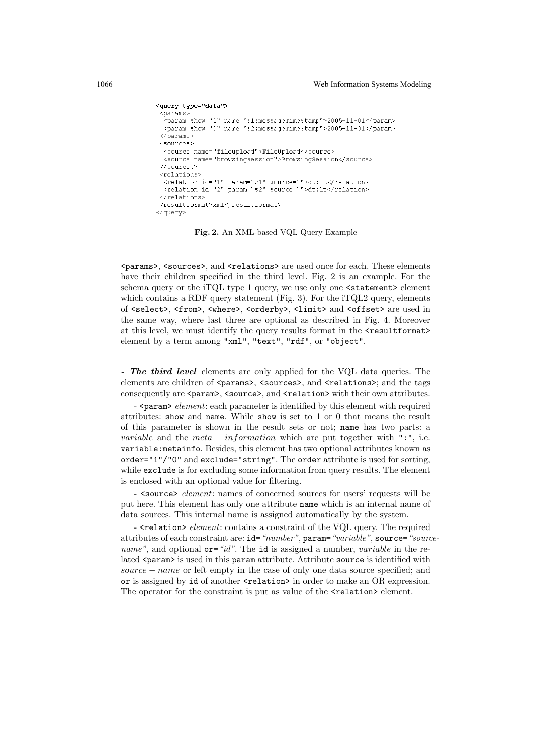```
<query type="data">
 <params>
  <param show="1" name="s1:messageTimeStamp">2005-11-01</param>
  <param show="0" name="s2:messageTimeStamp">2005-11-31</param>
 </params>
 <sources>
  <source name="fileupload">FileUpload</source>
  <source name="browsingsession">BrowsingSession</source>
 </sources>
 <relations>
  <relation id="1" param="s1" source="">dt:gt</relation>
  <relation id="2" param="s2" source="">dt:lt</relation>
 </relations>
 <resultformat>xml</resultformat>
</query>
```

**Fig. 2.** An XML-based VQL Query Example

`<params>`, `<sources>`, and `<relations>` are used once for each. These elements have their children specified in the third level. Fig. 2 is an example. For the schema query or the iTQL type 1 query, we use only one `<statement>` element which contains a RDF query statement (Fig. 3). For the iTQL2 query, elements of `<select>`, `<from>`, `<where>`, `<orderby>`, `<limit>` and `<offset>` are used in the same way, where last three are optional as described in Fig. 4. Moreover at this level, we must identify the query results format in the `<resultformat>` element by a term among `"xml"`, `"text"`, `"rdf"`, or `"object"`.

***- The third level*** elements are only applied for the VQL data queries. The elements are children of `<params>`, `<sources>`, and `<relations>`; and the tags consequently are `<param>`, `<source>`, and `<relation>` with their own attributes.

- `<param>` *element*: each parameter is identified by this element with required attributes: `show` and `name`. While `show` is set to 1 or 0 that means the result of this parameter is shown in the result sets or not; `name` has two parts: a *variable* and the $meta-information$ which are put together with `":"`, i.e. `variable:metainfo`. Besides, this element has two optional attributes known as `order="1"/"0"` and `exclude="string"`. The `order` attribute is used for sorting, while `exclude` is for excluding some information from query results. The element is enclosed with an optional value for filtering.

- `<source>` *element*: names of concerned sources for users' requests will be put here. This element has only one attribute `name` which is an internal name of data sources. This internal name is assigned automatically by the system.

- `<relation>` *element*: contains a constraint of the VQL query. The required attributes of each constraint are: `id=`*"number"*, `param=`*"variable"*, `source=`*"source-name"*, and optional `or=`*"id"*. The `id` is assigned a number, *variable* in the related `<param>` is used in this `param` attribute. Attribute `source` is identified with $source-name$ or left empty in the case of only one data source specified; and `or` is assigned by `id` of another `<relation>` in order to make an OR expression. The operator for the constraint is put as value of the `<relation>` element.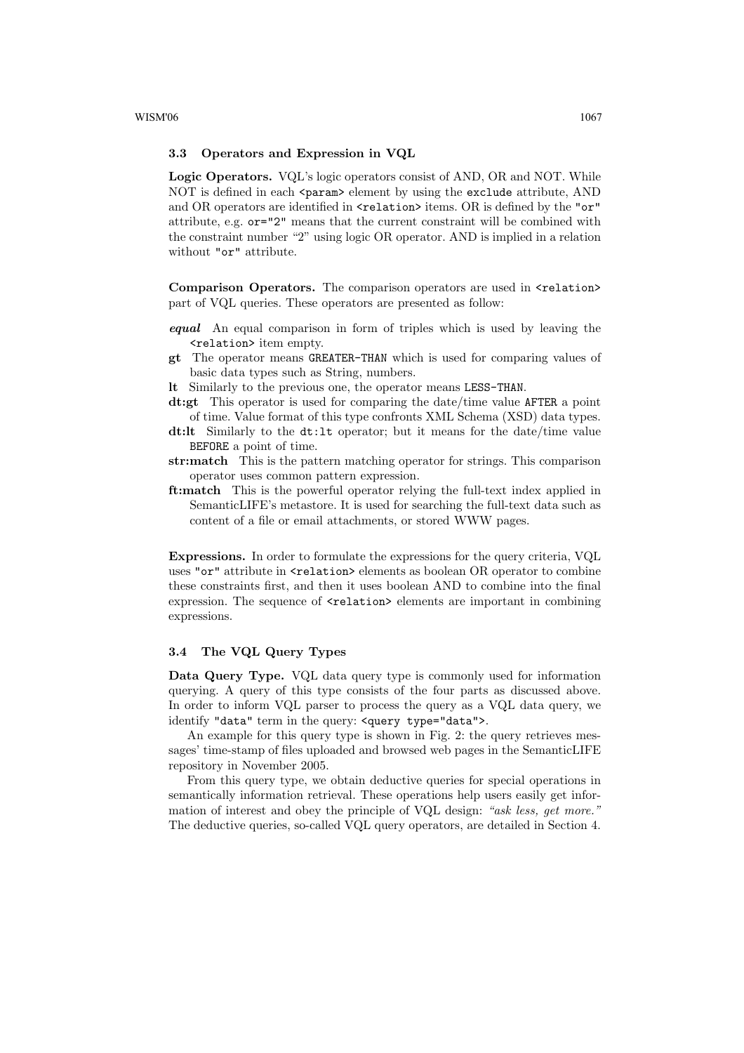### 3.3 Operators and Expression in VQL

**Logic Operators.** VQL's logic operators consist of AND, OR and NOT. While NOT is defined in each `<param>` element by using the `exclude` attribute, AND and OR operators are identified in `<relation>` items. OR is defined by the `"or"` attribute, e.g. `or="2"` means that the current constraint will be combined with the constraint number "2" using logic OR operator. AND is implied in a relation without `"or"` attribute.

**Comparison Operators.** The comparison operators are used in `<relation>` part of VQL queries. These operators are presented as follow:

- ***equal*** An equal comparison in form of triples which is used by leaving the `<relation>` item empty.
- **gt** The operator means `GREATER-THAN` which is used for comparing values of basic data types such as String, numbers.
- **lt** Similarly to the previous one, the operator means `LESS-THAN`.
- **dt:gt** This operator is used for comparing the date/time value `AFTER` a point of time. Value format of this type confronts XML Schema (XSD) data types.
- **dt:lt** Similarly to the `dt:lt` operator; but it means for the date/time value `BEFORE` a point of time.
- **str:match** This is the pattern matching operator for strings. This comparison operator uses common pattern expression.
- **ft:match** This is the powerful operator relying the full-text index applied in SemanticLIFE's metastore. It is used for searching the full-text data such as content of a file or email attachments, or stored WWW pages.

**Expressions.** In order to formulate the expressions for the query criteria, VQL uses `"or"` attribute in `<relation>` elements as boolean OR operator to combine these constraints first, and then it uses boolean AND to combine into the final expression. The sequence of `<relation>` elements are important in combining expressions.

### 3.4 The VQL Query Types

**Data Query Type.** VQL data query type is commonly used for information querying. A query of this type consists of the four parts as discussed above. In order to inform VQL parser to process the query as a VQL data query, we identify `"data"` term in the query: `<query type="data">`.

An example for this query type is shown in Fig. 2: the query retrieves messages' time-stamp of files uploaded and browsed web pages in the SemanticLIFE repository in November 2005.

From this query type, we obtain deductive queries for special operations in semantically information retrieval. These operations help users easily get information of interest and obey the principle of VQL design: *"ask less, get more."* The deductive queries, so-called VQL query operators, are detailed in Section 4.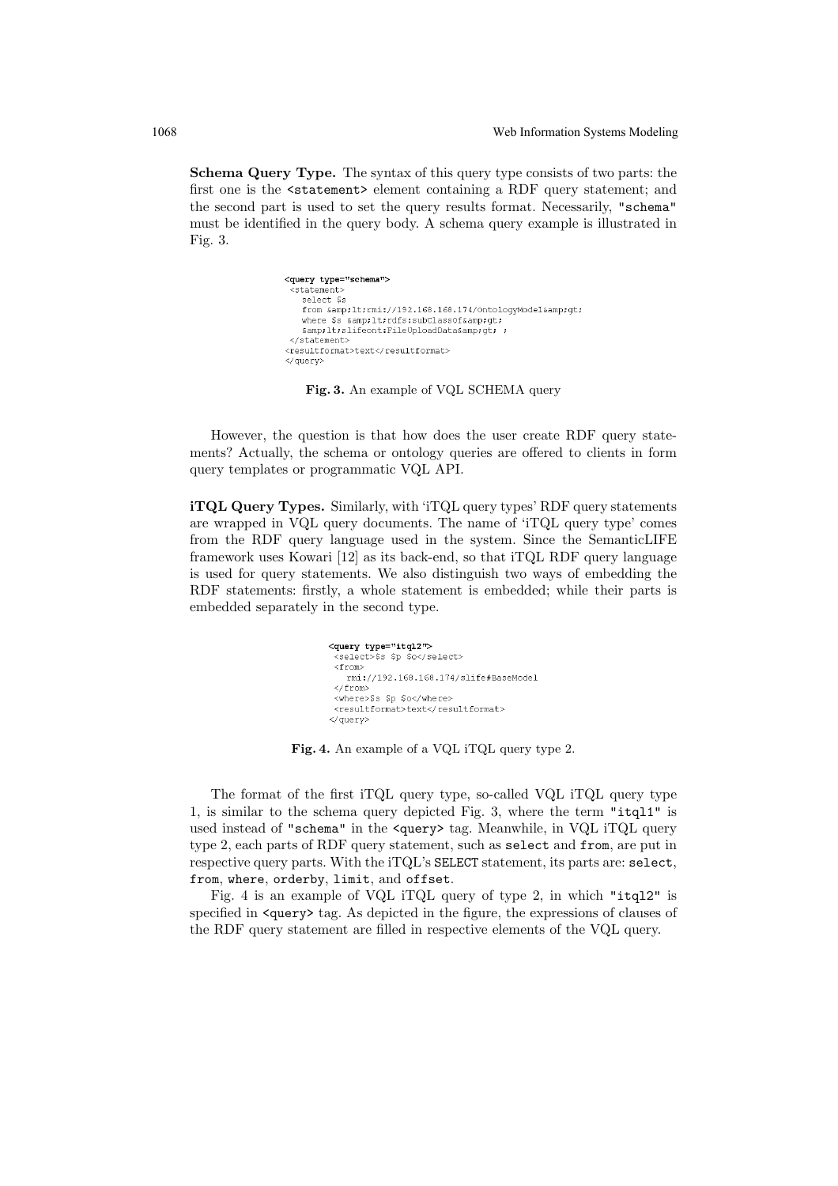**Schema Query Type.** The syntax of this query type consists of two parts: the first one is the `<statement>` element containing a RDF query statement; and the second part is used to set the query results format. Necessarily, `"schema"` must be identified in the query body. A schema query example is illustrated in Fig. 3.

```
<query type="schema">
 <statement>
   select $s
   from &amp;lt;rmi://192.168.168.174/OntologyModel&amp;gt;
   where $s &amp;lt;rdfs:subClassOf&amp;gt;
   &amp;lt;slifeont:FileUploadData&amp;gt; ;
 </statement>
<resultformat>text</resultformat>
</query>
```

**Fig. 3.** An example of VQL SCHEMA query

However, the question is that how does the user create RDF query statements? Actually, the schema or ontology queries are offered to clients in form query templates or programmatic VQL API.

**iTQL Query Types.** Similarly, with 'iTQL query types' RDF query statements are wrapped in VQL query documents. The name of 'iTQL query type' comes from the RDF query language used in the system. Since the SemanticLIFE framework uses Kowari [12] as its back-end, so that iTQL RDF query language is used for query statements. We also distinguish two ways of embedding the RDF statements: firstly, a whole statement is embedded; while their parts is embedded separately in the second type.

```
<query type="itql2">
 <select>$s $p $o</select>
 <from>
   rmi://192.168.168.174/slife#BaseModel
 </from>
 <where>$s $p $o</where>
 <resultformat>text</resultformat>
</query>
```

**Fig. 4.** An example of a VQL iTQL query type 2.

The format of the first iTQL query type, so-called VQL iTQL query type 1, is similar to the schema query depicted Fig. 3, where the term `"itql1"` is used instead of `"schema"` in the `<query>` tag. Meanwhile, in VQL iTQL query type 2, each parts of RDF query statement, such as `select` and `from`, are put in respective query parts. With the iTQL's `SELECT` statement, its parts are: `select`, `from`, `where`, `orderby`, `limit`, and `offset`.

Fig. 4 is an example of VQL iTQL query of type 2, in which `"itql2"` is specified in `<query>` tag. As depicted in the figure, the expressions of clauses of the RDF query statement are filled in respective elements of the VQL query.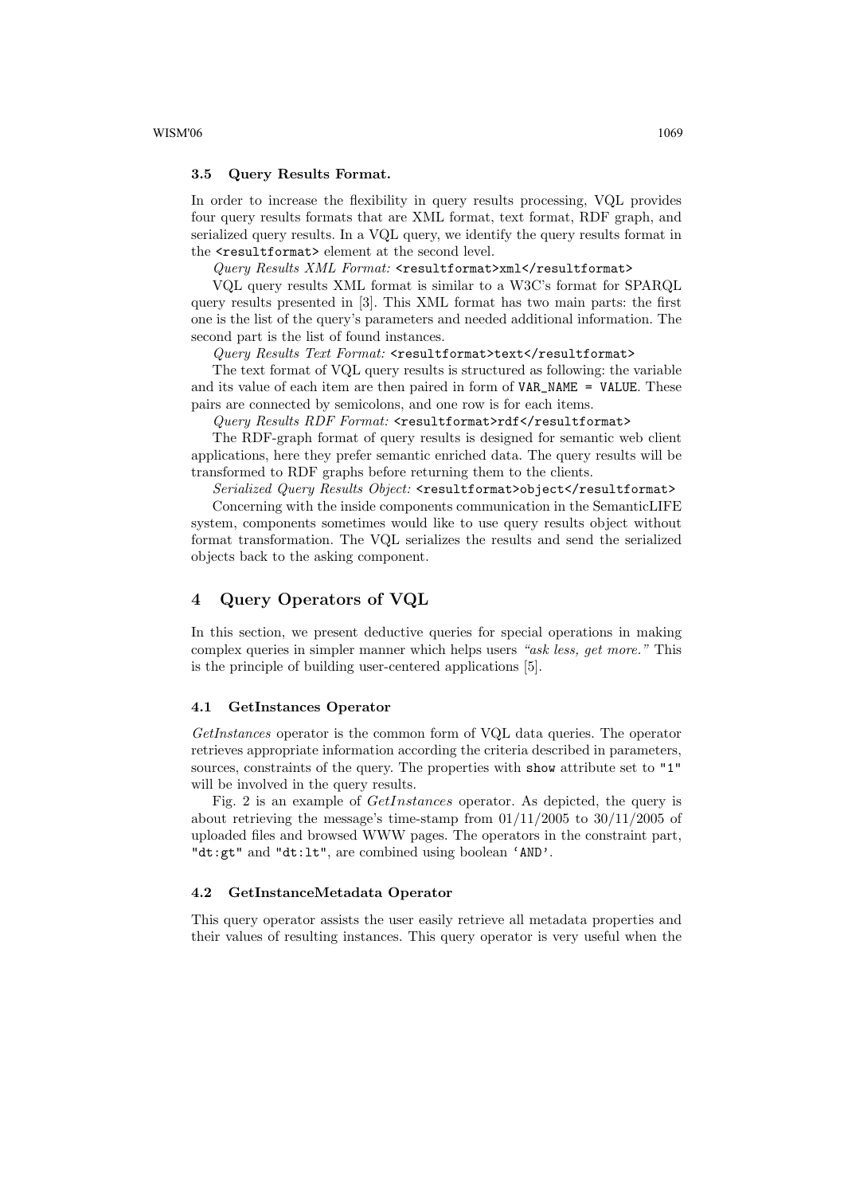### 3.5 Query Results Format.

In order to increase the flexibility in query results processing, VQL provides four query results formats that are XML format, text format, RDF graph, and serialized query results. In a VQL query, we identify the query results format in the `<resultformat>` element at the second level.

*Query Results XML Format:* `<resultformat>xml</resultformat>`

VQL query results XML format is similar to a W3C's format for SPARQL query results presented in [3]. This XML format has two main parts: the first one is the list of the query's parameters and needed additional information. The second part is the list of found instances.

*Query Results Text Format:* `<resultformat>text</resultformat>`

The text format of VQL query results is structured as following: the variable and its value of each item are then paired in form of `VAR_NAME = VALUE`. These pairs are connected by semicolons, and one row is for each items.

*Query Results RDF Format:* `<resultformat>rdf</resultformat>`

The RDF-graph format of query results is designed for semantic web client applications, here they prefer semantic enriched data. The query results will be transformed to RDF graphs before returning them to the clients.

*Serialized Query Results Object:* `<resultformat>object</resultformat>`

Concerning with the inside components communication in the SemanticLIFE system, components sometimes would like to use query results object without format transformation. The VQL serializes the results and send the serialized objects back to the asking component.

## 4 Query Operators of VQL

In this section, we present deductive queries for special operations in making complex queries in simpler manner which helps users *"ask less, get more."* This is the principle of building user-centered applications [5].

### 4.1 GetInstances Operator

*GetInstances* operator is the common form of VQL data queries. The operator retrieves appropriate information according the criteria described in parameters, sources, constraints of the query. The properties with `show` attribute set to `"1"` will be involved in the query results.

Fig. 2 is an example of *GetInstances* operator. As depicted, the query is about retrieving the message's time-stamp from 01/11/2005 to 30/11/2005 of uploaded files and browsed WWW pages. The operators in the constraint part, `"dt:gt"` and `"dt:lt"`, are combined using boolean `'AND'`.

### 4.2 GetInstanceMetadata Operator

This query operator assists the user easily retrieve all metadata properties and their values of resulting instances. This query operator is very useful when the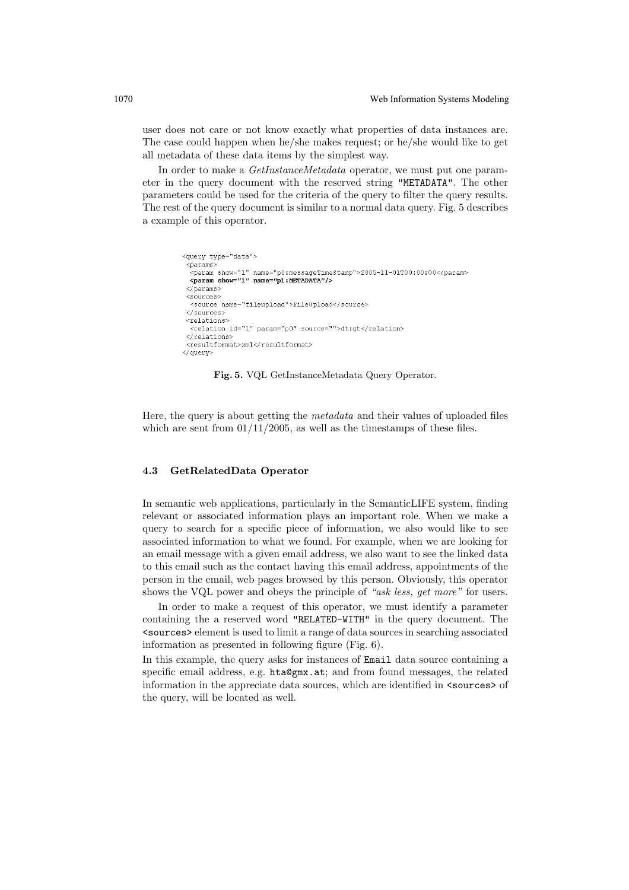user does not care or not know exactly what properties of data instances are. The case could happen when he/she makes request; or he/she would like to get all metadata of these data items by the simplest way.

In order to make a *GetInstanceMetadata* operator, we must put one parameter in the query document with the reserved string "METADATA". The other parameters could be used for the criteria of the query to filter the query results. The rest of the query document is similar to a normal data query. Fig. 5 describes a example of this operator.

```
<query type="data">
 <params>
  <param show="1" name="p0:messageTimeStamp">2005-11-01T00:00:00</param>
  <param show="1" name="p1:METADATA"/>
 </params>
 <sources>
  <source name="fileupload">FileUpload</source>
 </sources>
 <relations>
  <relation id="1" param="p0" source="">dt:gt</relation>
 </relations>
 <resultformat>xml</resultformat>
</query>
```

**Fig. 5.** VQL GetInstanceMetadata Query Operator.

Here, the query is about getting the *metadata* and their values of uploaded files which are sent from 01/11/2005, as well as the timestamps of these files.

### 4.3 GetRelatedData Operator

In semantic web applications, particularly in the SemanticLIFE system, finding relevant or associated information plays an important role. When we make a query to search for a specific piece of information, we also would like to see associated information to what we found. For example, when we are looking for an email message with a given email address, we also want to see the linked data to this email such as the contact having this email address, appointments of the person in the email, web pages browsed by this person. Obviously, this operator shows the VQL power and obeys the principle of *"ask less, get more"* for users.

In order to make a request of this operator, we must identify a parameter containing the a reserved word "RELATED-WITH" in the query document. The `<sources>` element is used to limit a range of data sources in searching associated information as presented in following figure (Fig. 6).

In this example, the query asks for instances of `Email` data source containing a specific email address, e.g. `hta@gmx.at`; and from found messages, the related information in the appreciate data sources, which are identified in `<sources>` of the query, will be located as well.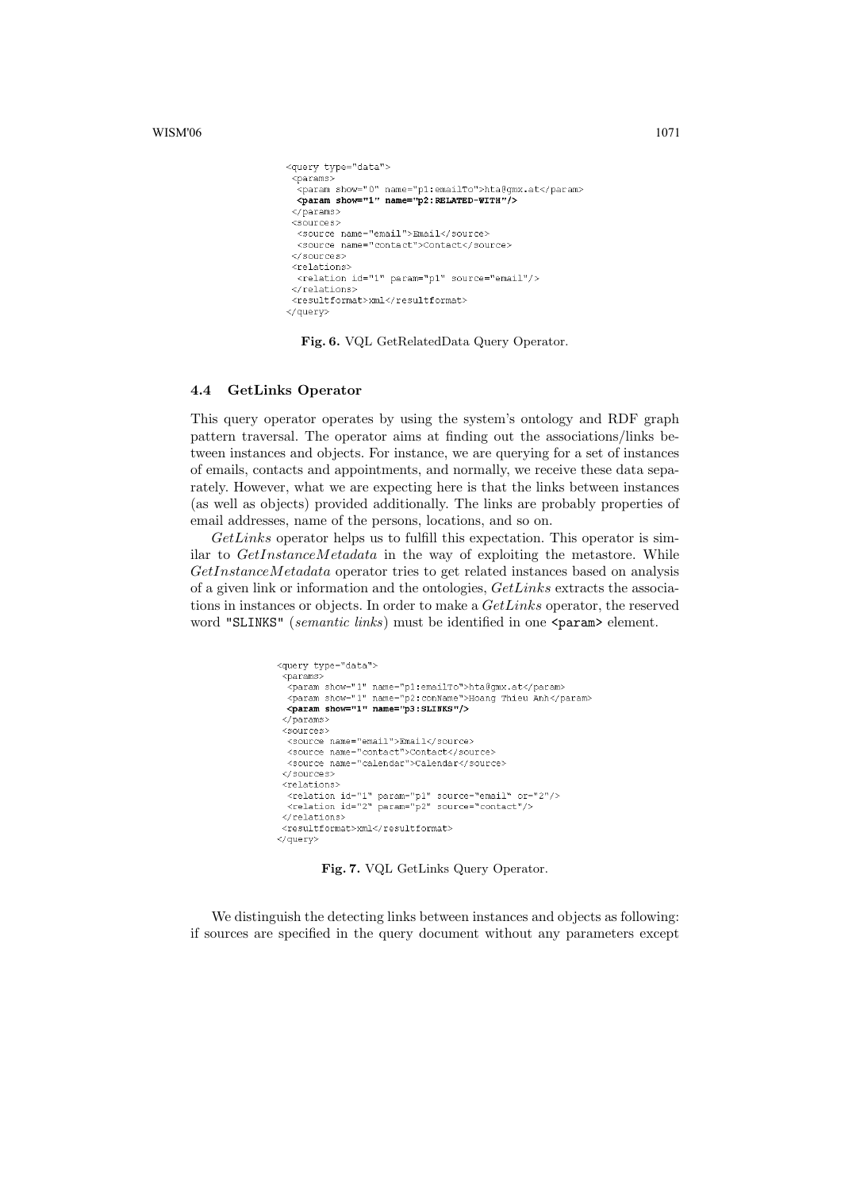```
<query type="data">
 <params>
  <param show="0" name="p1:emailTo">hta@gmx.at</param>
  <param show="1" name="p2:RELATED-WITH"/>
 </params>
 <sources>
  <source name="email">Email</source>
  <source name="contact">Contact</source>
 </sources>
 <relations>
  <relation id="1" param="p1" source="email"/>
 </relations>
 <resultformat>xml</resultformat>
</query>
```

**Fig. 6.** VQL GetRelatedData Query Operator.

### 4.4 GetLinks Operator

This query operator operates by using the system's ontology and RDF graph pattern traversal. The operator aims at finding out the associations/links between instances and objects. For instance, we are querying for a set of instances of emails, contacts and appointments, and normally, we receive these data separately. However, what we are expecting here is that the links between instances (as well as objects) provided additionally. The links are probably properties of email addresses, name of the persons, locations, and so on.

*GetLinks* operator helps us to fulfill this expectation. This operator is similar to *GetInstanceMetadata* in the way of exploiting the metastore. While *GetInstanceMetadata* operator tries to get related instances based on analysis of a given link or information and the ontologies, *GetLinks* extracts the associations in instances or objects. In order to make a *GetLinks* operator, the reserved word "SLINKS" (*semantic links*) must be identified in one `<param>` element.

```
<query type="data">
 <params>
  <param show="1" name="p1:emailTo">hta@gmx.at</param>
  <param show="1" name="p2:conName">Hoang Thieu Anh</param>
  <param show="1" name="p3:SLINKS"/>
 </params>
 <sources>
  <source name="email">Email</source>
  <source name="contact">Contact</source>
  <source name="calendar">Calendar</source>
 </sources>
 <relations>
  <relation id="1" param="p1" source="email" or="2"/>
  <relation id="2" param="p2" source="contact"/>
 </relations>
 <resultformat>xml</resultformat>
</query>
```

**Fig. 7.** VQL GetLinks Query Operator.

We distinguish the detecting links between instances and objects as following: if sources are specified in the query document without any parameters except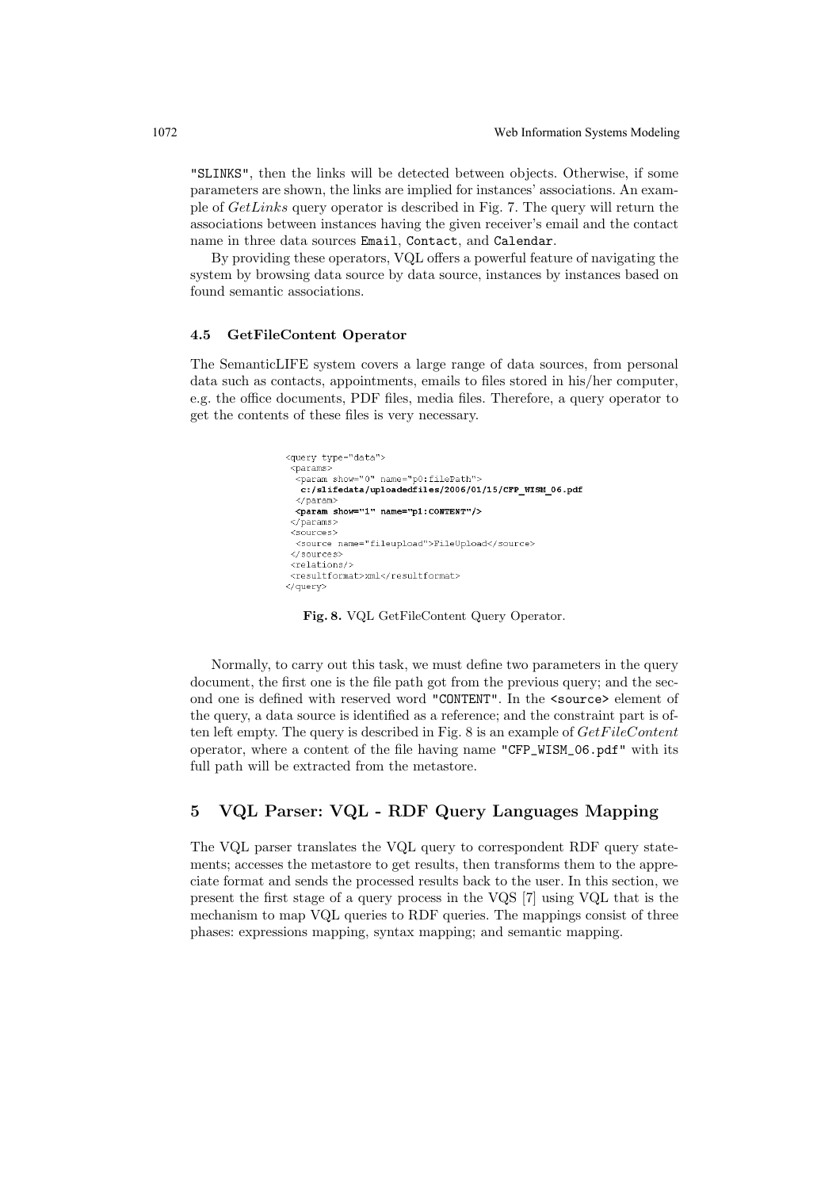"SLINKS", then the links will be detected between objects. Otherwise, if some parameters are shown, the links are implied for instances' associations. An example of *GetLinks* query operator is described in Fig. 7. The query will return the associations between instances having the given receiver's email and the contact name in three data sources Email, Contact, and Calendar.

By providing these operators, VQL offers a powerful feature of navigating the system by browsing data source by data source, instances by instances based on found semantic associations.

### 4.5 GetFileContent Operator

The SemanticLIFE system covers a large range of data sources, from personal data such as contacts, appointments, emails to files stored in his/her computer, e.g. the office documents, PDF files, media files. Therefore, a query operator to get the contents of these files is very necessary.

```
<query type="data">
 <params>
  <param show="0" name="p0:filePath">
   c:/slifedata/uploadedfiles/2006/01/15/CFP_WISM_06.pdf
  </param>
  <param show="1" name="p1:CONTENT"/>
 </params>
 <sources>
  <source name="fileupload">FileUpload</source>
 </sources>
 <relations/>
 <resultformat>xml</resultformat>
</query>
```

**Fig. 8.** VQL GetFileContent Query Operator.

Normally, to carry out this task, we must define two parameters in the query document, the first one is the file path got from the previous query; and the second one is defined with reserved word "CONTENT". In the <source> element of the query, a data source is identified as a reference; and the constraint part is often left empty. The query is described in Fig. 8 is an example of *GetFileContent* operator, where a content of the file having name "CFP_WISM_06.pdf" with its full path will be extracted from the metastore.

## 5 VQL Parser: VQL - RDF Query Languages Mapping

The VQL parser translates the VQL query to correspondent RDF query statements; accesses the metastore to get results, then transforms them to the appreciate format and sends the processed results back to the user. In this section, we present the first stage of a query process in the VQS [7] using VQL that is the mechanism to map VQL queries to RDF queries. The mappings consist of three phases: expressions mapping, syntax mapping; and semantic mapping.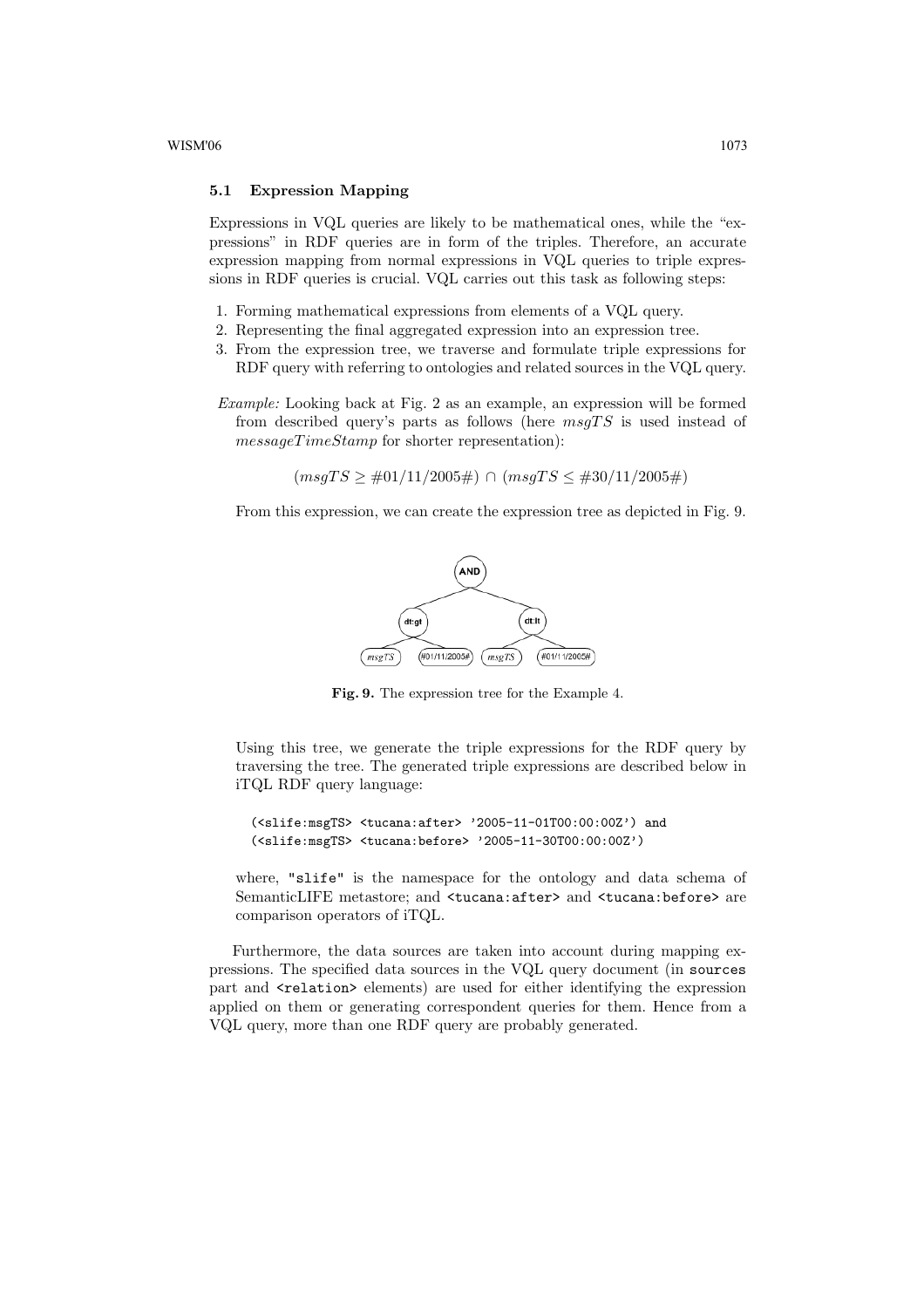### 5.1 Expression Mapping

Expressions in VQL queries are likely to be mathematical ones, while the "expressions" in RDF queries are in form of the triples. Therefore, an accurate expression mapping from normal expressions in VQL queries to triple expressions in RDF queries is crucial. VQL carries out this task as following steps:

1. Forming mathematical expressions from elements of a VQL query.
2. Representing the final aggregated expression into an expression tree.
3. From the expression tree, we traverse and formulate triple expressions for RDF query with referring to ontologies and related sources in the VQL query.

*Example:* Looking back at Fig. 2 as an example, an expression will be formed from described query's parts as follows (here $msgTS$ is used instead of $messageTimeStamp$ for shorter representation):

$$(msgTS \geq \#01/11/2005\#) \cap (msgTS \leq \#30/11/2005\#)$$

From this expression, we can create the expression tree as depicted in Fig. 9.

**Fig. 9.** The expression tree for the Example 4.

Using this tree, we generate the triple expressions for the RDF query by traversing the tree. The generated triple expressions are described below in iTQL RDF query language:

```
(<slife:msgTS> <tucana:after> '2005-11-01T00:00:00Z') and
(<slife:msgTS> <tucana:before> '2005-11-30T00:00:00Z')
```

where, "slife" is the namespace for the ontology and data schema of SemanticLIFE metastore; and <tucana:after> and <tucana:before> are comparison operators of iTQL.

Furthermore, the data sources are taken into account during mapping expressions. The specified data sources in the VQL query document (in sources part and <relation> elements) are used for either identifying the expression applied on them or generating correspondent queries for them. Hence from a VQL query, more than one RDF query are probably generated.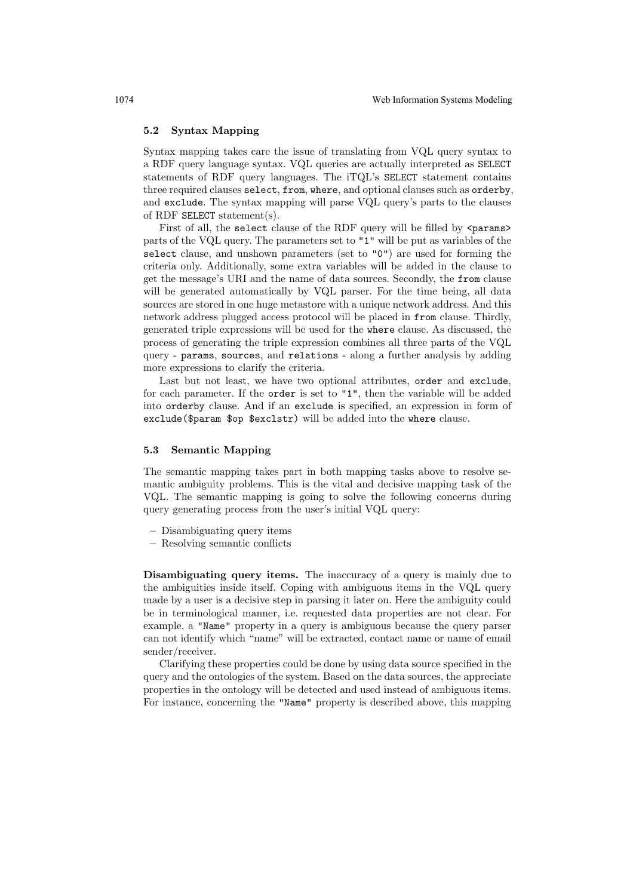### 5.2 Syntax Mapping

Syntax mapping takes care the issue of translating from VQL query syntax to a RDF query language syntax. VQL queries are actually interpreted as `SELECT` statements of RDF query languages. The iTQL's `SELECT` statement contains three required clauses `select`, `from`, `where`, and optional clauses such as `orderby`, and `exclude`. The syntax mapping will parse VQL query's parts to the clauses of RDF `SELECT` statement(s).

First of all, the `select` clause of the RDF query will be filled by `<params>` parts of the VQL query. The parameters set to `"1"` will be put as variables of the `select` clause, and unshown parameters (set to `"0"`) are used for forming the criteria only. Additionally, some extra variables will be added in the clause to get the message's URI and the name of data sources. Secondly, the `from` clause will be generated automatically by VQL parser. For the time being, all data sources are stored in one huge metastore with a unique network address. And this network address plugged access protocol will be placed in `from` clause. Thirdly, generated triple expressions will be used for the `where` clause. As discussed, the process of generating the triple expression combines all three parts of the VQL query - `params`, `sources`, and `relations` - along a further analysis by adding more expressions to clarify the criteria.

Last but not least, we have two optional attributes, `order` and `exclude`, for each parameter. If the `order` is set to `"1"`, then the variable will be added into `orderby` clause. And if an `exclude` is specified, an expression in form of `exclude($param $op $exclstr)` will be added into the `where` clause.

### 5.3 Semantic Mapping

The semantic mapping takes part in both mapping tasks above to resolve semantic ambiguity problems. This is the vital and decisive mapping task of the VQL. The semantic mapping is going to solve the following concerns during query generating process from the user's initial VQL query:

- Disambiguating query items
- Resolving semantic conflicts

**Disambiguating query items.** The inaccuracy of a query is mainly due to the ambiguities inside itself. Coping with ambiguous items in the VQL query made by a user is a decisive step in parsing it later on. Here the ambiguity could be in terminological manner, i.e. requested data properties are not clear. For example, a `"Name"` property in a query is ambiguous because the query parser can not identify which "name" will be extracted, contact name or name of email sender/receiver.

Clarifying these properties could be done by using data source specified in the query and the ontologies of the system. Based on the data sources, the appreciate properties in the ontology will be detected and used instead of ambiguous items. For instance, concerning the `"Name"` property is described above, this mapping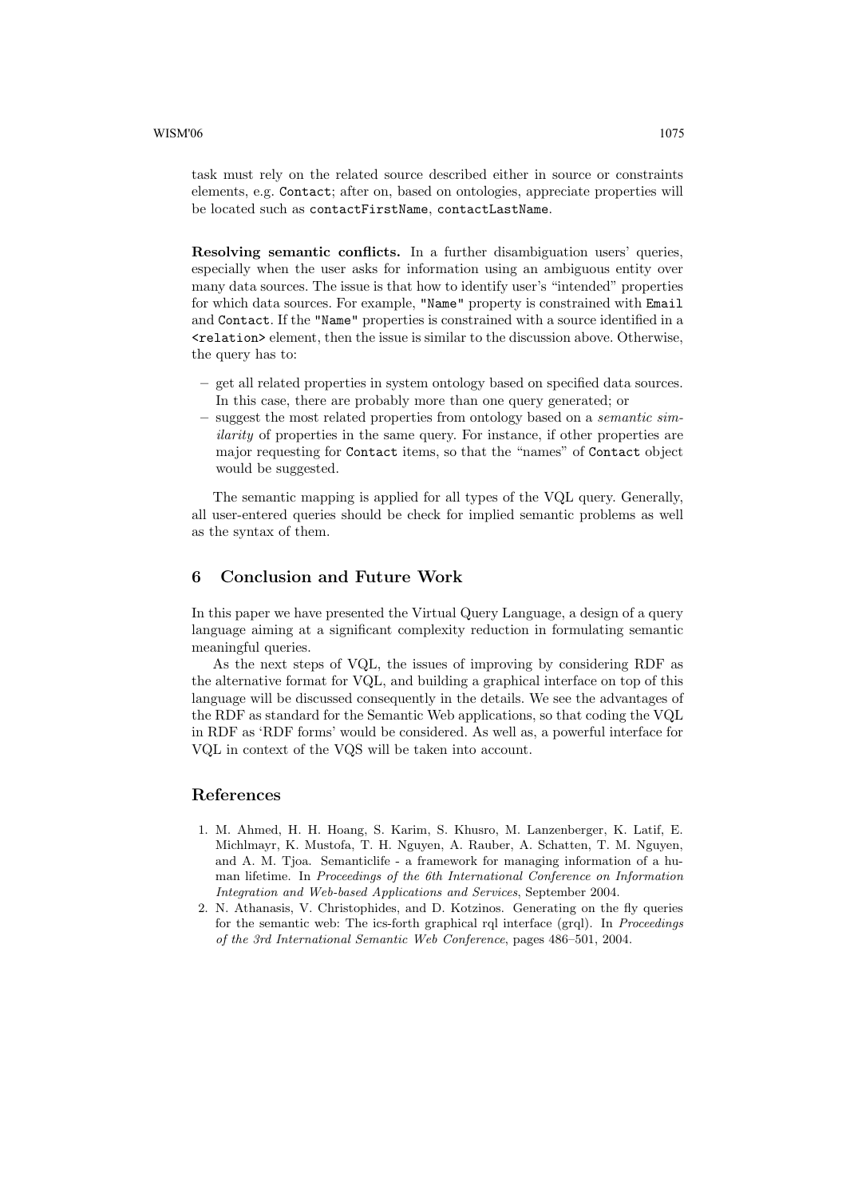task must rely on the related source described either in source or constraints elements, e.g. `Contact`; after on, based on ontologies, appreciate properties will be located such as `contactFirstName`, `contactLastName`.

**Resolving semantic conflicts.** In a further disambiguation users' queries, especially when the user asks for information using an ambiguous entity over many data sources. The issue is that how to identify user's "intended" properties for which data sources. For example, `"Name"` property is constrained with `Email` and `Contact`. If the `"Name"` properties is constrained with a source identified in a `<relation>` element, then the issue is similar to the discussion above. Otherwise, the query has to:

- get all related properties in system ontology based on specified data sources. In this case, there are probably more than one query generated; or
- suggest the most related properties from ontology based on a *semantic similarity* of properties in the same query. For instance, if other properties are major requesting for `Contact` items, so that the "names" of `Contact` object would be suggested.

The semantic mapping is applied for all types of the VQL query. Generally, all user-entered queries should be check for implied semantic problems as well as the syntax of them.

## 6 Conclusion and Future Work

In this paper we have presented the Virtual Query Language, a design of a query language aiming at a significant complexity reduction in formulating semantic meaningful queries.

As the next steps of VQL, the issues of improving by considering RDF as the alternative format for VQL, and building a graphical interface on top of this language will be discussed consequently in the details. We see the advantages of the RDF as standard for the Semantic Web applications, so that coding the VQL in RDF as 'RDF forms' would be considered. As well as, a powerful interface for VQL in context of the VQS will be taken into account.

## References

1. M. Ahmed, H. H. Hoang, S. Karim, S. Khusro, M. Lanzenberger, K. Latif, E. Michlmayr, K. Mustofa, T. H. Nguyen, A. Rauber, A. Schatten, T. M. Nguyen, and A. M. Tjoa. Semanticlife - a framework for managing information of a human lifetime. In *Proceedings of the 6th International Conference on Information Integration and Web-based Applications and Services*, September 2004.
2. N. Athanasis, V. Christophides, and D. Kotzinos. Generating on the fly queries for the semantic web: The ics-forth graphical rql interface (grql). In *Proceedings of the 3rd International Semantic Web Conference*, pages 486–501, 2004.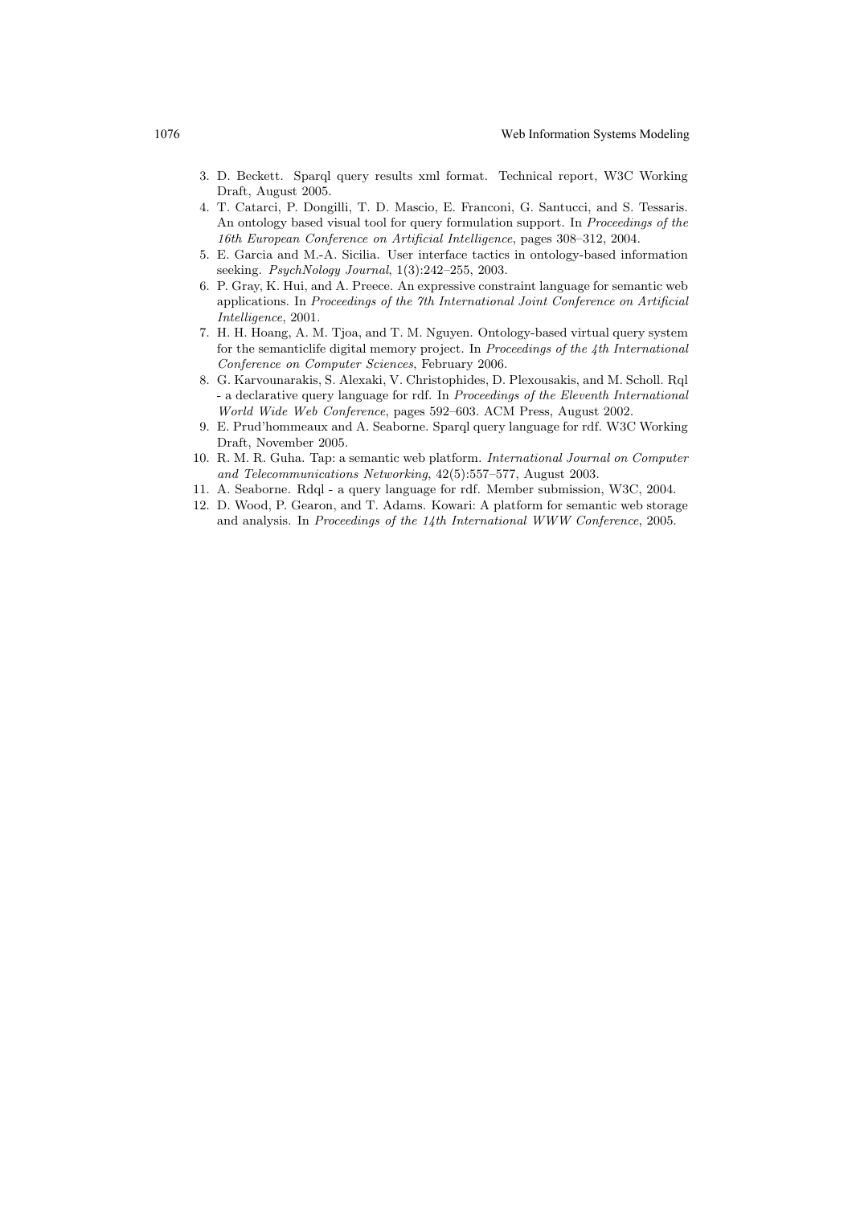3. D. Beckett. Sparql query results xml format. Technical report, W3C Working Draft, August 2005.
4. T. Catarci, P. Dongilli, T. D. Mascio, E. Franconi, G. Santucci, and S. Tessaris. An ontology based visual tool for query formulation support. In *Proceedings of the 16th European Conference on Artificial Intelligence*, pages 308–312, 2004.
5. E. Garcia and M.-A. Sicilia. User interface tactics in ontology-based information seeking. *PsychNology Journal*, 1(3):242–255, 2003.
6. P. Gray, K. Hui, and A. Preece. An expressive constraint language for semantic web applications. In *Proceedings of the 7th International Joint Conference on Artificial Intelligence*, 2001.
7. H. H. Hoang, A. M. Tjoa, and T. M. Nguyen. Ontology-based virtual query system for the semanticlife digital memory project. In *Proceedings of the 4th International Conference on Computer Sciences*, February 2006.
8. G. Karvounarakis, S. Alexaki, V. Christophides, D. Plexousakis, and M. Scholl. Rql - a declarative query language for rdf. In *Proceedings of the Eleventh International World Wide Web Conference*, pages 592–603. ACM Press, August 2002.
9. E. Prud'hommeaux and A. Seaborne. Sparql query language for rdf. W3C Working Draft, November 2005.
10. R. M. R. Guha. Tap: a semantic web platform. *International Journal on Computer and Telecommunications Networking*, 42(5):557–577, August 2003.
11. A. Seaborne. Rdql - a query language for rdf. Member submission, W3C, 2004.
12. D. Wood, P. Gearon, and T. Adams. Kowari: A platform for semantic web storage and analysis. In *Proceedings of the 14th International WWW Conference*, 2005.